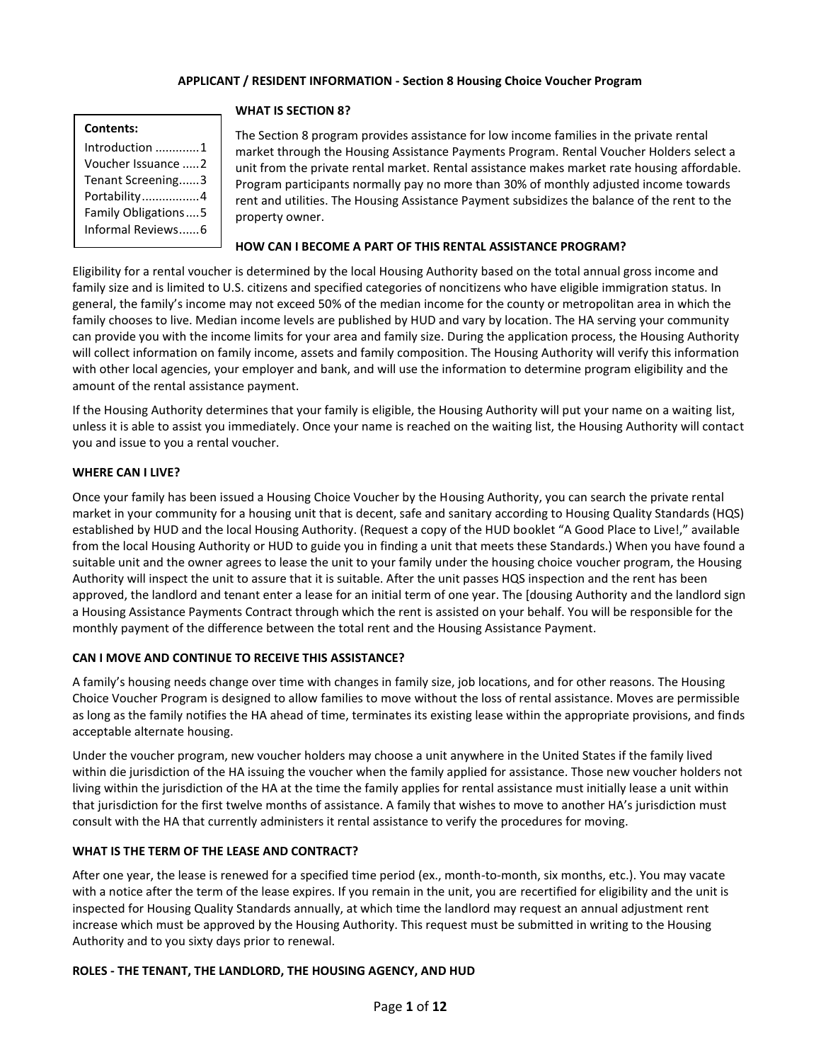**APPLICANT / RESIDENT INFORMATION - Section 8 Housing Choice Voucher Program**

**Contents:**

Introduction ............1
Voucher Issuance .....2
Tenant Screening......3
Portability................4
Family Obligations....5
Informal Reviews......6

## WHAT IS SECTION 8?

The Section 8 program provides assistance for low income families in the private rental market through the Housing Assistance Payments Program. Rental Voucher Holders select a unit from the private rental market. Rental assistance makes market rate housing affordable. Program participants normally pay no more than 30% of monthly adjusted income towards rent and utilities. The Housing Assistance Payment subsidizes the balance of the rent to the property owner.

## HOW CAN I BECOME A PART OF THIS RENTAL ASSISTANCE PROGRAM?

Eligibility for a rental voucher is determined by the local Housing Authority based on the total annual gross income and family size and is limited to U.S. citizens and specified categories of noncitizens who have eligible immigration status. In general, the family's income may not exceed 50% of the median income for the county or metropolitan area in which the family chooses to live. Median income levels are published by HUD and vary by location. The HA serving your community can provide you with the income limits for your area and family size. During the application process, the Housing Authority will collect information on family income, assets and family composition. The Housing Authority will verify this information with other local agencies, your employer and bank, and will use the information to determine program eligibility and the amount of the rental assistance payment.

If the Housing Authority determines that your family is eligible, the Housing Authority will put your name on a waiting list, unless it is able to assist you immediately. Once your name is reached on the waiting list, the Housing Authority will contact you and issue to you a rental voucher.

## WHERE CAN I LIVE?

Once your family has been issued a Housing Choice Voucher by the Housing Authority, you can search the private rental market in your community for a housing unit that is decent, safe and sanitary according to Housing Quality Standards (HQS) established by HUD and the local Housing Authority. (Request a copy of the HUD booklet "A Good Place to Live!," available from the local Housing Authority or HUD to guide you in finding a unit that meets these Standards.) When you have found a suitable unit and the owner agrees to lease the unit to your family under the housing choice voucher program, the Housing Authority will inspect the unit to assure that it is suitable. After the unit passes HQS inspection and the rent has been approved, the landlord and tenant enter a lease for an initial term of one year. The [dousing Authority and the landlord sign a Housing Assistance Payments Contract through which the rent is assisted on your behalf. You will be responsible for the monthly payment of the difference between the total rent and the Housing Assistance Payment.

## CAN I MOVE AND CONTINUE TO RECEIVE THIS ASSISTANCE?

A family's housing needs change over time with changes in family size, job locations, and for other reasons. The Housing Choice Voucher Program is designed to allow families to move without the loss of rental assistance. Moves are permissible as long as the family notifies the HA ahead of time, terminates its existing lease within the appropriate provisions, and finds acceptable alternate housing.

Under the voucher program, new voucher holders may choose a unit anywhere in the United States if the family lived within die jurisdiction of the HA issuing the voucher when the family applied for assistance. Those new voucher holders not living within the jurisdiction of the HA at the time the family applies for rental assistance must initially lease a unit within that jurisdiction for the first twelve months of assistance. A family that wishes to move to another HA's jurisdiction must consult with the HA that currently administers it rental assistance to verify the procedures for moving.

## WHAT IS THE TERM OF THE LEASE AND CONTRACT?

After one year, the lease is renewed for a specified time period (ex., month-to-month, six months, etc.). You may vacate with a notice after the term of the lease expires. If you remain in the unit, you are recertified for eligibility and the unit is inspected for Housing Quality Standards annually, at which time the landlord may request an annual adjustment rent increase which must be approved by the Housing Authority. This request must be submitted in writing to the Housing Authority and to you sixty days prior to renewal.

## ROLES - THE TENANT, THE LANDLORD, THE HOUSING AGENCY, AND HUD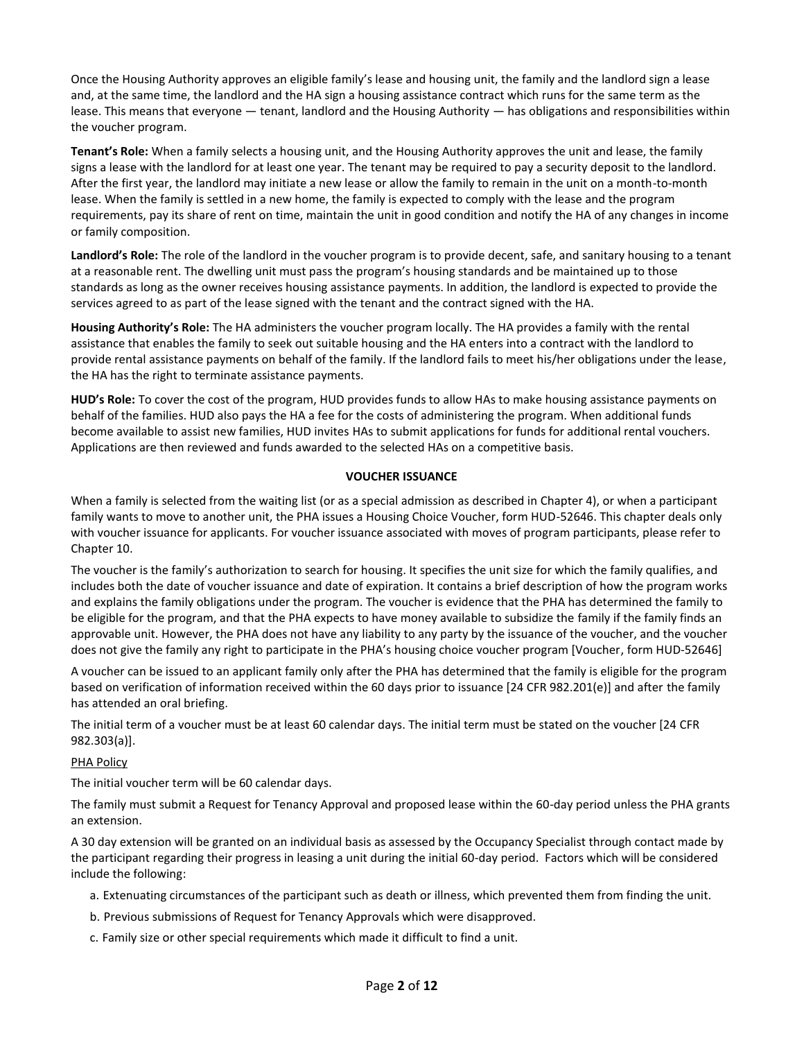Once the Housing Authority approves an eligible family's lease and housing unit, the family and the landlord sign a lease and, at the same time, the landlord and the HA sign a housing assistance contract which runs for the same term as the lease. This means that everyone — tenant, landlord and the Housing Authority — has obligations and responsibilities within the voucher program.

**Tenant's Role:** When a family selects a housing unit, and the Housing Authority approves the unit and lease, the family signs a lease with the landlord for at least one year. The tenant may be required to pay a security deposit to the landlord. After the first year, the landlord may initiate a new lease or allow the family to remain in the unit on a month-to-month lease. When the family is settled in a new home, the family is expected to comply with the lease and the program requirements, pay its share of rent on time, maintain the unit in good condition and notify the HA of any changes in income or family composition.

**Landlord's Role:** The role of the landlord in the voucher program is to provide decent, safe, and sanitary housing to a tenant at a reasonable rent. The dwelling unit must pass the program's housing standards and be maintained up to those standards as long as the owner receives housing assistance payments. In addition, the landlord is expected to provide the services agreed to as part of the lease signed with the tenant and the contract signed with the HA.

**Housing Authority's Role:** The HA administers the voucher program locally. The HA provides a family with the rental assistance that enables the family to seek out suitable housing and the HA enters into a contract with the landlord to provide rental assistance payments on behalf of the family. If the landlord fails to meet his/her obligations under the lease, the HA has the right to terminate assistance payments.

**HUD's Role:** To cover the cost of the program, HUD provides funds to allow HAs to make housing assistance payments on behalf of the families. HUD also pays the HA a fee for the costs of administering the program. When additional funds become available to assist new families, HUD invites HAs to submit applications for funds for additional rental vouchers. Applications are then reviewed and funds awarded to the selected HAs on a competitive basis.

**VOUCHER ISSUANCE**

When a family is selected from the waiting list (or as a special admission as described in Chapter 4), or when a participant family wants to move to another unit, the PHA issues a Housing Choice Voucher, form HUD-52646. This chapter deals only with voucher issuance for applicants. For voucher issuance associated with moves of program participants, please refer to Chapter 10.

The voucher is the family's authorization to search for housing. It specifies the unit size for which the family qualifies, and includes both the date of voucher issuance and date of expiration. It contains a brief description of how the program works and explains the family obligations under the program. The voucher is evidence that the PHA has determined the family to be eligible for the program, and that the PHA expects to have money available to subsidize the family if the family finds an approvable unit. However, the PHA does not have any liability to any party by the issuance of the voucher, and the voucher does not give the family any right to participate in the PHA's housing choice voucher program [Voucher, form HUD-52646]

A voucher can be issued to an applicant family only after the PHA has determined that the family is eligible for the program based on verification of information received within the 60 days prior to issuance [24 CFR 982.201(e)] and after the family has attended an oral briefing.

The initial term of a voucher must be at least 60 calendar days. The initial term must be stated on the voucher [24 CFR 982.303(a)].

<u>PHA Policy</u>

The initial voucher term will be 60 calendar days.

The family must submit a Request for Tenancy Approval and proposed lease within the 60-day period unless the PHA grants an extension.

A 30 day extension will be granted on an individual basis as assessed by the Occupancy Specialist through contact made by the participant regarding their progress in leasing a unit during the initial 60-day period. Factors which will be considered include the following:

a. Extenuating circumstances of the participant such as death or illness, which prevented them from finding the unit.

b. Previous submissions of Request for Tenancy Approvals which were disapproved.

c. Family size or other special requirements which made it difficult to find a unit.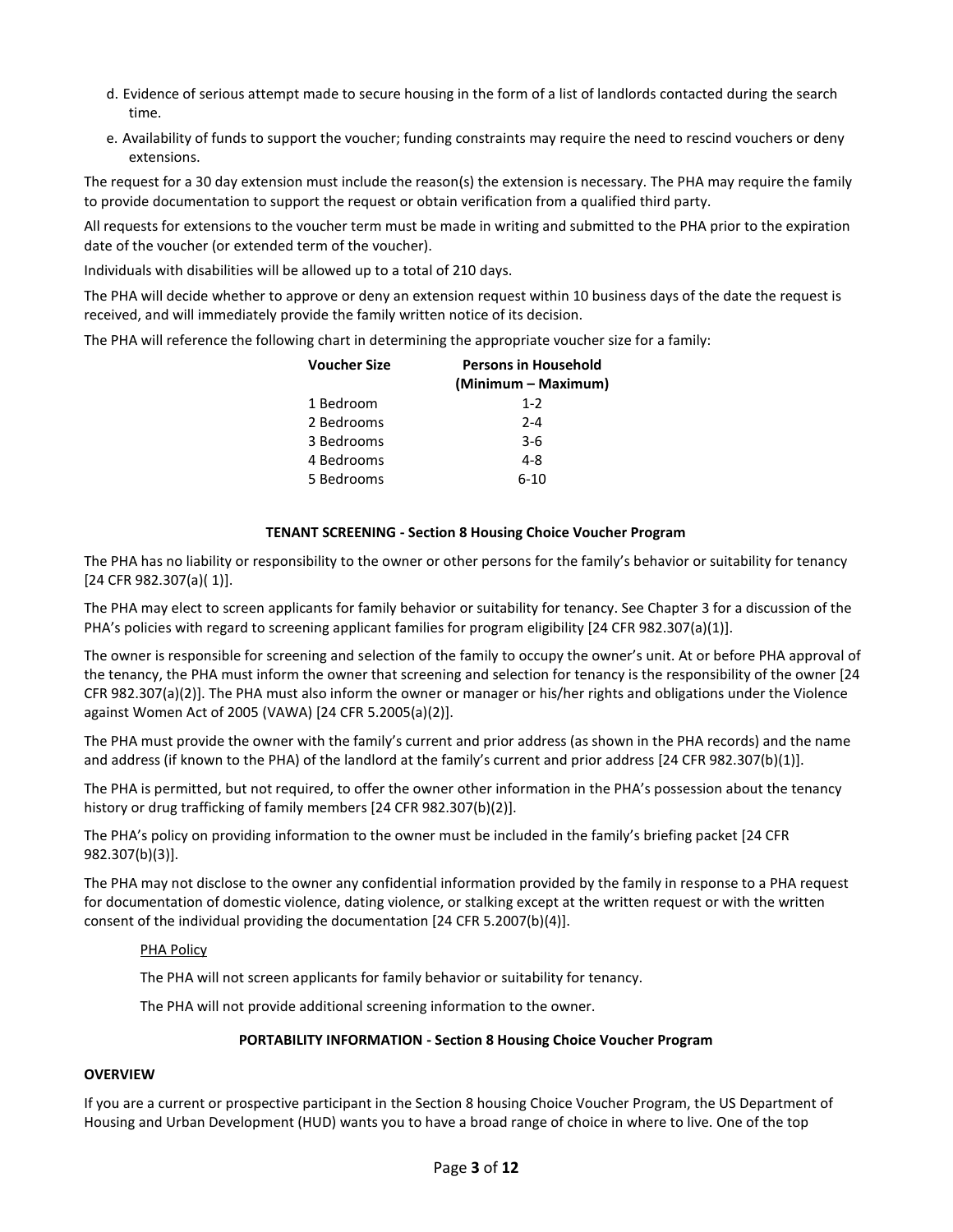d. Evidence of serious attempt made to secure housing in the form of a list of landlords contacted during the search time.

e. Availability of funds to support the voucher; funding constraints may require the need to rescind vouchers or deny extensions.

The request for a 30 day extension must include the reason(s) the extension is necessary. The PHA may require the family to provide documentation to support the request or obtain verification from a qualified third party.

All requests for extensions to the voucher term must be made in writing and submitted to the PHA prior to the expiration date of the voucher (or extended term of the voucher).

Individuals with disabilities will be allowed up to a total of 210 days.

The PHA will decide whether to approve or deny an extension request within 10 business days of the date the request is received, and will immediately provide the family written notice of its decision.

The PHA will reference the following chart in determining the appropriate voucher size for a family:

| Voucher Size | Persons in Household (Minimum – Maximum) |
|---|---|
| 1 Bedroom | 1-2 |
| 2 Bedrooms | 2-4 |
| 3 Bedrooms | 3-6 |
| 4 Bedrooms | 4-8 |
| 5 Bedrooms | 6-10 |

## TENANT SCREENING - Section 8 Housing Choice Voucher Program

The PHA has no liability or responsibility to the owner or other persons for the family's behavior or suitability for tenancy [24 CFR 982.307(a)( 1)].

The PHA may elect to screen applicants for family behavior or suitability for tenancy. See Chapter 3 for a discussion of the PHA's policies with regard to screening applicant families for program eligibility [24 CFR 982.307(a)(1)].

The owner is responsible for screening and selection of the family to occupy the owner's unit. At or before PHA approval of the tenancy, the PHA must inform the owner that screening and selection for tenancy is the responsibility of the owner [24 CFR 982.307(a)(2)]. The PHA must also inform the owner or manager or his/her rights and obligations under the Violence against Women Act of 2005 (VAWA) [24 CFR 5.2005(a)(2)].

The PHA must provide the owner with the family's current and prior address (as shown in the PHA records) and the name and address (if known to the PHA) of the landlord at the family's current and prior address [24 CFR 982.307(b)(1)].

The PHA is permitted, but not required, to offer the owner other information in the PHA's possession about the tenancy history or drug trafficking of family members [24 CFR 982.307(b)(2)].

The PHA's policy on providing information to the owner must be included in the family's briefing packet [24 CFR 982.307(b)(3)].

The PHA may not disclose to the owner any confidential information provided by the family in response to a PHA request for documentation of domestic violence, dating violence, or stalking except at the written request or with the written consent of the individual providing the documentation [24 CFR 5.2007(b)(4)].

PHA Policy

The PHA will not screen applicants for family behavior or suitability for tenancy.

The PHA will not provide additional screening information to the owner.

## PORTABILITY INFORMATION - Section 8 Housing Choice Voucher Program

### OVERVIEW

If you are a current or prospective participant in the Section 8 housing Choice Voucher Program, the US Department of Housing and Urban Development (HUD) wants you to have a broad range of choice in where to live. One of the top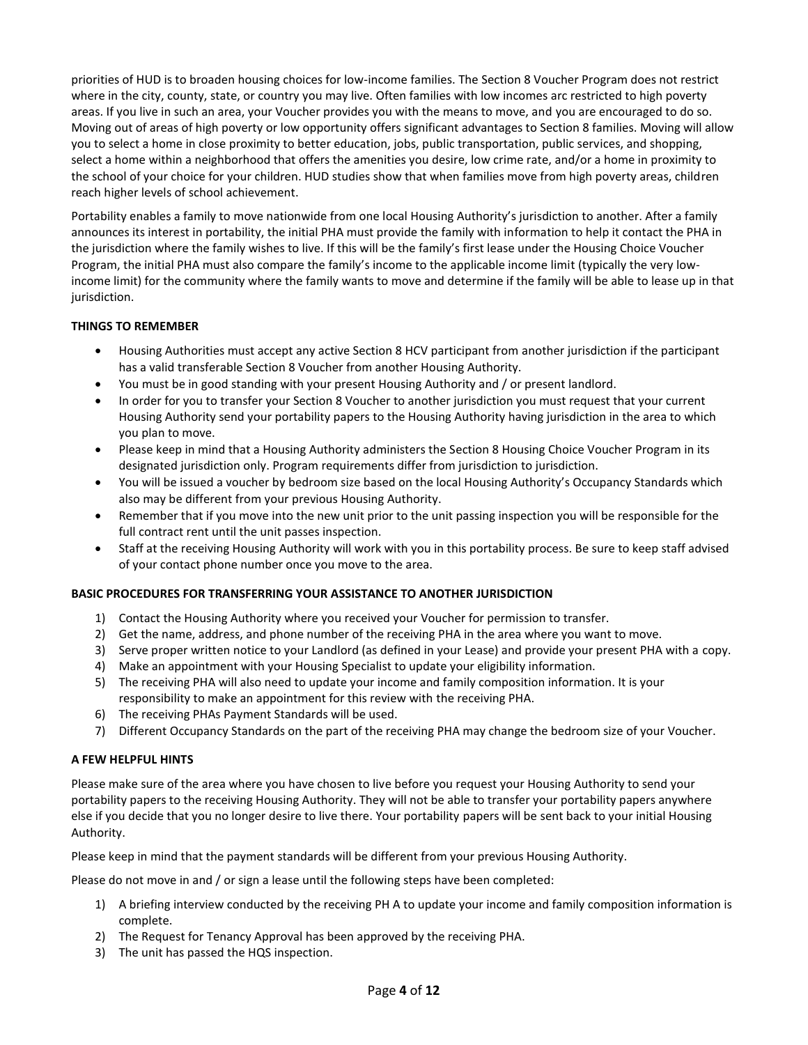priorities of HUD is to broaden housing choices for low-income families. The Section 8 Voucher Program does not restrict where in the city, county, state, or country you may live. Often families with low incomes arc restricted to high poverty areas. If you live in such an area, your Voucher provides you with the means to move, and you are encouraged to do so. Moving out of areas of high poverty or low opportunity offers significant advantages to Section 8 families. Moving will allow you to select a home in close proximity to better education, jobs, public transportation, public services, and shopping, select a home within a neighborhood that offers the amenities you desire, low crime rate, and/or a home in proximity to the school of your choice for your children. HUD studies show that when families move from high poverty areas, children reach higher levels of school achievement.

Portability enables a family to move nationwide from one local Housing Authority's jurisdiction to another. After a family announces its interest in portability, the initial PHA must provide the family with information to help it contact the PHA in the jurisdiction where the family wishes to live. If this will be the family's first lease under the Housing Choice Voucher Program, the initial PHA must also compare the family's income to the applicable income limit (typically the very low-income limit) for the community where the family wants to move and determine if the family will be able to lease up in that jurisdiction.

**THINGS TO REMEMBER**

- Housing Authorities must accept any active Section 8 HCV participant from another jurisdiction if the participant has a valid transferable Section 8 Voucher from another Housing Authority.
- You must be in good standing with your present Housing Authority and / or present landlord.
- In order for you to transfer your Section 8 Voucher to another jurisdiction you must request that your current Housing Authority send your portability papers to the Housing Authority having jurisdiction in the area to which you plan to move.
- Please keep in mind that a Housing Authority administers the Section 8 Housing Choice Voucher Program in its designated jurisdiction only. Program requirements differ from jurisdiction to jurisdiction.
- You will be issued a voucher by bedroom size based on the local Housing Authority's Occupancy Standards which also may be different from your previous Housing Authority.
- Remember that if you move into the new unit prior to the unit passing inspection you will be responsible for the full contract rent until the unit passes inspection.
- Staff at the receiving Housing Authority will work with you in this portability process. Be sure to keep staff advised of your contact phone number once you move to the area.

**BASIC PROCEDURES FOR TRANSFERRING YOUR ASSISTANCE TO ANOTHER JURISDICTION**

1) Contact the Housing Authority where you received your Voucher for permission to transfer.
2) Get the name, address, and phone number of the receiving PHA in the area where you want to move.
3) Serve proper written notice to your Landlord (as defined in your Lease) and provide your present PHA with a copy.
4) Make an appointment with your Housing Specialist to update your eligibility information.
5) The receiving PHA will also need to update your income and family composition information. It is your responsibility to make an appointment for this review with the receiving PHA.
6) The receiving PHAs Payment Standards will be used.
7) Different Occupancy Standards on the part of the receiving PHA may change the bedroom size of your Voucher.

**A FEW HELPFUL HINTS**

Please make sure of the area where you have chosen to live before you request your Housing Authority to send your portability papers to the receiving Housing Authority. They will not be able to transfer your portability papers anywhere else if you decide that you no longer desire to live there. Your portability papers will be sent back to your initial Housing Authority.

Please keep in mind that the payment standards will be different from your previous Housing Authority.

Please do not move in and / or sign a lease until the following steps have been completed:

1) A briefing interview conducted by the receiving PH A to update your income and family composition information is complete.
2) The Request for Tenancy Approval has been approved by the receiving PHA.
3) The unit has passed the HQS inspection.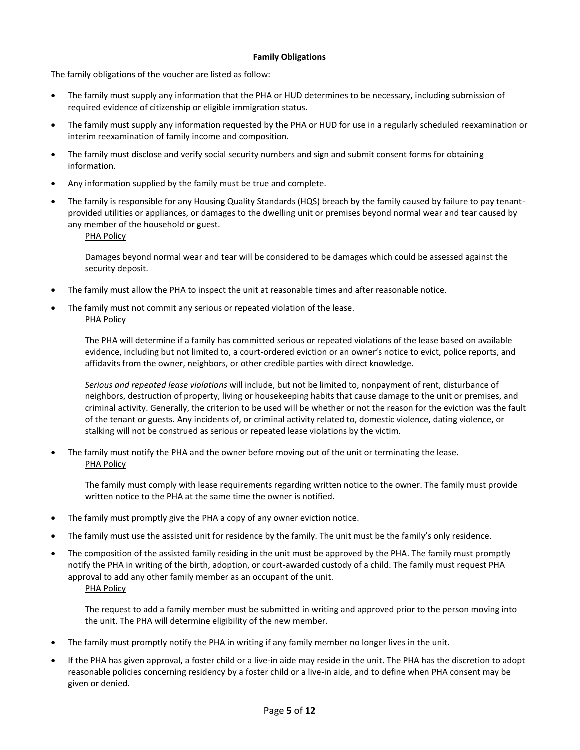**Family Obligations**

The family obligations of the voucher are listed as follow:

- The family must supply any information that the PHA or HUD determines to be necessary, including submission of required evidence of citizenship or eligible immigration status.
- The family must supply any information requested by the PHA or HUD for use in a regularly scheduled reexamination or interim reexamination of family income and composition.
- The family must disclose and verify social security numbers and sign and submit consent forms for obtaining information.
- Any information supplied by the family must be true and complete.
- The family is responsible for any Housing Quality Standards (HQS) breach by the family caused by failure to pay tenant-provided utilities or appliances, or damages to the dwelling unit or premises beyond normal wear and tear caused by any member of the household or guest.

  PHA Policy

  Damages beyond normal wear and tear will be considered to be damages which could be assessed against the security deposit.

- The family must allow the PHA to inspect the unit at reasonable times and after reasonable notice.
- The family must not commit any serious or repeated violation of the lease.

  PHA Policy

  The PHA will determine if a family has committed serious or repeated violations of the lease based on available evidence, including but not limited to, a court-ordered eviction or an owner's notice to evict, police reports, and affidavits from the owner, neighbors, or other credible parties with direct knowledge.

  *Serious and repeated lease violations* will include, but not be limited to, nonpayment of rent, disturbance of neighbors, destruction of property, living or housekeeping habits that cause damage to the unit or premises, and criminal activity. Generally, the criterion to be used will be whether or not the reason for the eviction was the fault of the tenant or guests. Any incidents of, or criminal activity related to, domestic violence, dating violence, or stalking will not be construed as serious or repeated lease violations by the victim.

- The family must notify the PHA and the owner before moving out of the unit or terminating the lease.

  PHA Policy

  The family must comply with lease requirements regarding written notice to the owner. The family must provide written notice to the PHA at the same time the owner is notified.

- The family must promptly give the PHA a copy of any owner eviction notice.
- The family must use the assisted unit for residence by the family. The unit must be the family's only residence.
- The composition of the assisted family residing in the unit must be approved by the PHA. The family must promptly notify the PHA in writing of the birth, adoption, or court-awarded custody of a child. The family must request PHA approval to add any other family member as an occupant of the unit.

  PHA Policy

  The request to add a family member must be submitted in writing and approved prior to the person moving into the unit. The PHA will determine eligibility of the new member.

- The family must promptly notify the PHA in writing if any family member no longer lives in the unit.
- If the PHA has given approval, a foster child or a live-in aide may reside in the unit. The PHA has the discretion to adopt reasonable policies concerning residency by a foster child or a live-in aide, and to define when PHA consent may be given or denied.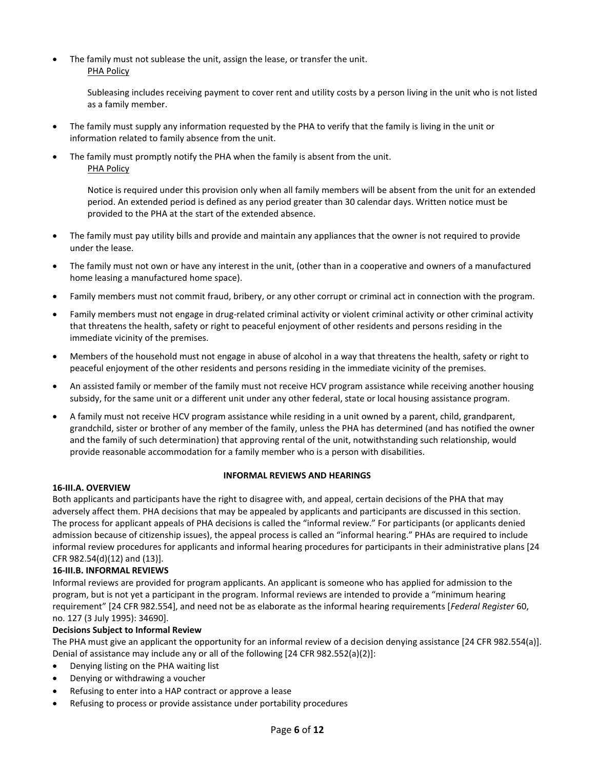- The family must not sublease the unit, assign the lease, or transfer the unit.

  PHA Policy

  Subleasing includes receiving payment to cover rent and utility costs by a person living in the unit who is not listed as a family member.

- The family must supply any information requested by the PHA to verify that the family is living in the unit or information related to family absence from the unit.
- The family must promptly notify the PHA when the family is absent from the unit.

  PHA Policy

  Notice is required under this provision only when all family members will be absent from the unit for an extended period. An extended period is defined as any period greater than 30 calendar days. Written notice must be provided to the PHA at the start of the extended absence.

- The family must pay utility bills and provide and maintain any appliances that the owner is not required to provide under the lease.
- The family must not own or have any interest in the unit, (other than in a cooperative and owners of a manufactured home leasing a manufactured home space).
- Family members must not commit fraud, bribery, or any other corrupt or criminal act in connection with the program.
- Family members must not engage in drug-related criminal activity or violent criminal activity or other criminal activity that threatens the health, safety or right to peaceful enjoyment of other residents and persons residing in the immediate vicinity of the premises.
- Members of the household must not engage in abuse of alcohol in a way that threatens the health, safety or right to peaceful enjoyment of the other residents and persons residing in the immediate vicinity of the premises.
- An assisted family or member of the family must not receive HCV program assistance while receiving another housing subsidy, for the same unit or a different unit under any other federal, state or local housing assistance program.
- A family must not receive HCV program assistance while residing in a unit owned by a parent, child, grandparent, grandchild, sister or brother of any member of the family, unless the PHA has determined (and has notified the owner and the family of such determination) that approving rental of the unit, notwithstanding such relationship, would provide reasonable accommodation for a family member who is a person with disabilities.

## INFORMAL REVIEWS AND HEARINGS

### 16-III.A. OVERVIEW

Both applicants and participants have the right to disagree with, and appeal, certain decisions of the PHA that may adversely affect them. PHA decisions that may be appealed by applicants and participants are discussed in this section. The process for applicant appeals of PHA decisions is called the "informal review." For participants (or applicants denied admission because of citizenship issues), the appeal process is called an "informal hearing." PHAs are required to include informal review procedures for applicants and informal hearing procedures for participants in their administrative plans [24 CFR 982.54(d)(12) and (13)].

### 16-III.B. INFORMAL REVIEWS

Informal reviews are provided for program applicants. An applicant is someone who has applied for admission to the program, but is not yet a participant in the program. Informal reviews are intended to provide a "minimum hearing requirement" [24 CFR 982.554], and need not be as elaborate as the informal hearing requirements [*Federal Register* 60, no. 127 (3 July 1995): 34690].

**Decisions Subject to Informal Review**

The PHA must give an applicant the opportunity for an informal review of a decision denying assistance [24 CFR 982.554(a)]. Denial of assistance may include any or all of the following [24 CFR 982.552(a)(2)]:

- Denying listing on the PHA waiting list
- Denying or withdrawing a voucher
- Refusing to enter into a HAP contract or approve a lease
- Refusing to process or provide assistance under portability procedures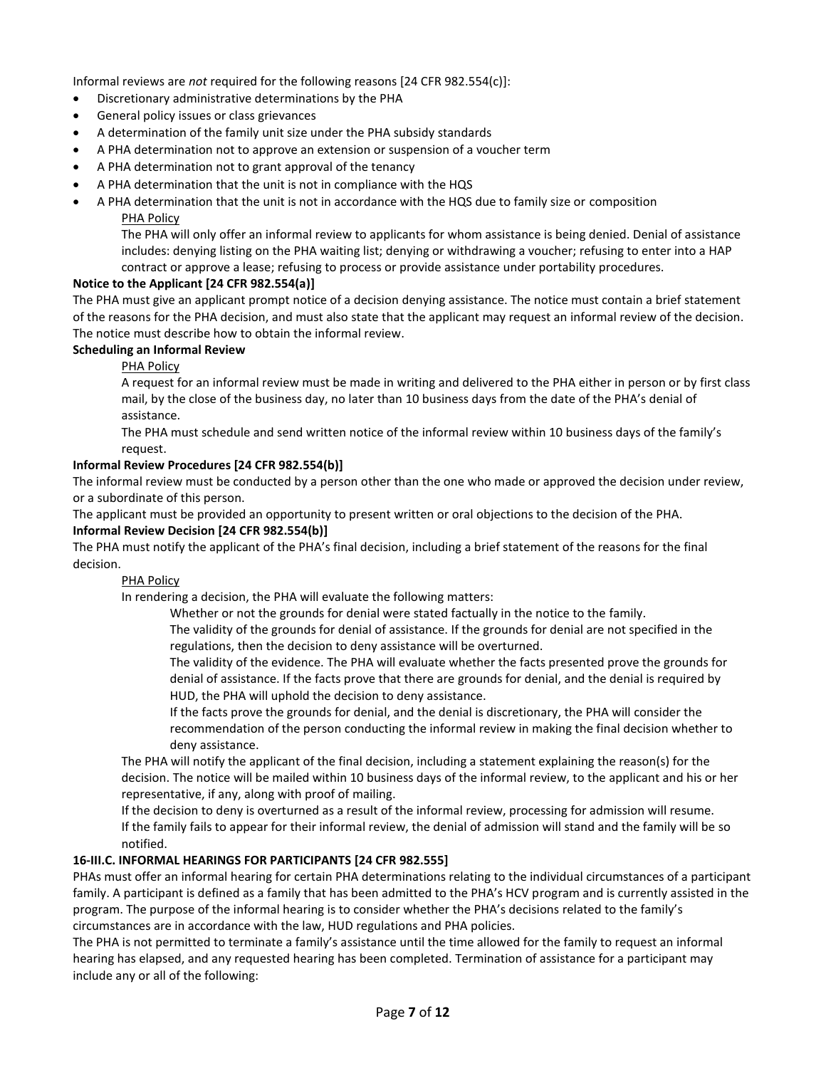Informal reviews are *not* required for the following reasons [24 CFR 982.554(c)]:

- Discretionary administrative determinations by the PHA
- General policy issues or class grievances
- A determination of the family unit size under the PHA subsidy standards
- A PHA determination not to approve an extension or suspension of a voucher term
- A PHA determination not to grant approval of the tenancy
- A PHA determination that the unit is not in compliance with the HQS
- A PHA determination that the unit is not in accordance with the HQS due to family size or composition

> <u>PHA Policy</u>
>
> The PHA will only offer an informal review to applicants for whom assistance is being denied. Denial of assistance includes: denying listing on the PHA waiting list; denying or withdrawing a voucher; refusing to enter into a HAP contract or approve a lease; refusing to process or provide assistance under portability procedures.

**Notice to the Applicant [24 CFR 982.554(a)]**

The PHA must give an applicant prompt notice of a decision denying assistance. The notice must contain a brief statement of the reasons for the PHA decision, and must also state that the applicant may request an informal review of the decision. The notice must describe how to obtain the informal review.

**Scheduling an Informal Review**

> <u>PHA Policy</u>
>
> A request for an informal review must be made in writing and delivered to the PHA either in person or by first class mail, by the close of the business day, no later than 10 business days from the date of the PHA's denial of assistance.
>
> The PHA must schedule and send written notice of the informal review within 10 business days of the family's request.

**Informal Review Procedures [24 CFR 982.554(b)]**

The informal review must be conducted by a person other than the one who made or approved the decision under review, or a subordinate of this person.

The applicant must be provided an opportunity to present written or oral objections to the decision of the PHA.

**Informal Review Decision [24 CFR 982.554(b)]**

The PHA must notify the applicant of the PHA's final decision, including a brief statement of the reasons for the final decision.

> <u>PHA Policy</u>
>
> In rendering a decision, the PHA will evaluate the following matters:
>
> > Whether or not the grounds for denial were stated factually in the notice to the family.
> >
> > The validity of the grounds for denial of assistance. If the grounds for denial are not specified in the regulations, then the decision to deny assistance will be overturned.
> >
> > The validity of the evidence. The PHA will evaluate whether the facts presented prove the grounds for denial of assistance. If the facts prove that there are grounds for denial, and the denial is required by HUD, the PHA will uphold the decision to deny assistance.
> >
> > If the facts prove the grounds for denial, and the denial is discretionary, the PHA will consider the recommendation of the person conducting the informal review in making the final decision whether to deny assistance.
>
> The PHA will notify the applicant of the final decision, including a statement explaining the reason(s) for the decision. The notice will be mailed within 10 business days of the informal review, to the applicant and his or her representative, if any, along with proof of mailing.
>
> If the decision to deny is overturned as a result of the informal review, processing for admission will resume.
>
> If the family fails to appear for their informal review, the denial of admission will stand and the family will be so notified.

**16-III.C. INFORMAL HEARINGS FOR PARTICIPANTS [24 CFR 982.555]**

PHAs must offer an informal hearing for certain PHA determinations relating to the individual circumstances of a participant family. A participant is defined as a family that has been admitted to the PHA's HCV program and is currently assisted in the program. The purpose of the informal hearing is to consider whether the PHA's decisions related to the family's circumstances are in accordance with the law, HUD regulations and PHA policies.

The PHA is not permitted to terminate a family's assistance until the time allowed for the family to request an informal hearing has elapsed, and any requested hearing has been completed. Termination of assistance for a participant may include any or all of the following: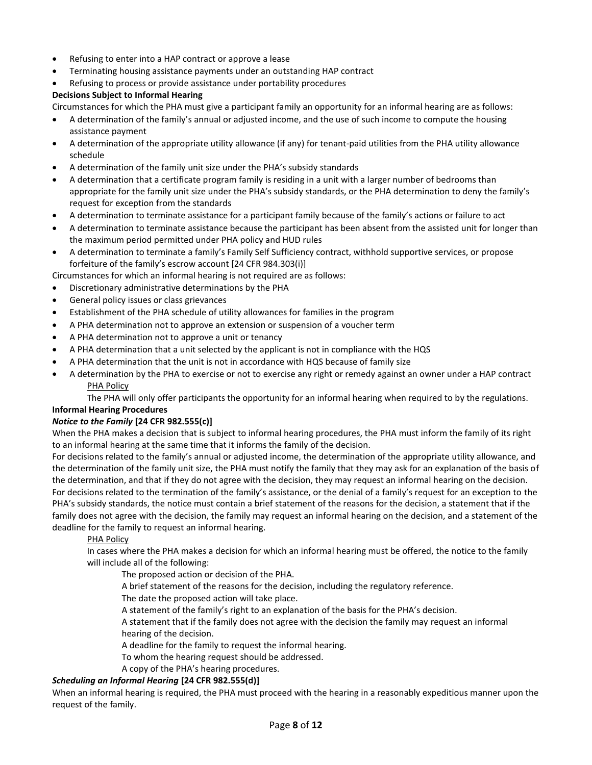- Refusing to enter into a HAP contract or approve a lease
- Terminating housing assistance payments under an outstanding HAP contract
- Refusing to process or provide assistance under portability procedures

**Decisions Subject to Informal Hearing**

Circumstances for which the PHA must give a participant family an opportunity for an informal hearing are as follows:

- A determination of the family's annual or adjusted income, and the use of such income to compute the housing assistance payment
- A determination of the appropriate utility allowance (if any) for tenant-paid utilities from the PHA utility allowance schedule
- A determination of the family unit size under the PHA's subsidy standards
- A determination that a certificate program family is residing in a unit with a larger number of bedrooms than appropriate for the family unit size under the PHA's subsidy standards, or the PHA determination to deny the family's request for exception from the standards
- A determination to terminate assistance for a participant family because of the family's actions or failure to act
- A determination to terminate assistance because the participant has been absent from the assisted unit for longer than the maximum period permitted under PHA policy and HUD rules
- A determination to terminate a family's Family Self Sufficiency contract, withhold supportive services, or propose forfeiture of the family's escrow account [24 CFR 984.303(i)]

Circumstances for which an informal hearing is not required are as follows:

- Discretionary administrative determinations by the PHA
- General policy issues or class grievances
- Establishment of the PHA schedule of utility allowances for families in the program
- A PHA determination not to approve an extension or suspension of a voucher term
- A PHA determination not to approve a unit or tenancy
- A PHA determination that a unit selected by the applicant is not in compliance with the HQS
- A PHA determination that the unit is not in accordance with HQS because of family size
- A determination by the PHA to exercise or not to exercise any right or remedy against an owner under a HAP contract

PHA Policy

The PHA will only offer participants the opportunity for an informal hearing when required to by the regulations.

**Informal Hearing Procedures**

***Notice to the Family* [24 CFR 982.555(c)]**

When the PHA makes a decision that is subject to informal hearing procedures, the PHA must inform the family of its right to an informal hearing at the same time that it informs the family of the decision.

For decisions related to the family's annual or adjusted income, the determination of the appropriate utility allowance, and the determination of the family unit size, the PHA must notify the family that they may ask for an explanation of the basis of the determination, and that if they do not agree with the decision, they may request an informal hearing on the decision.

For decisions related to the termination of the family's assistance, or the denial of a family's request for an exception to the PHA's subsidy standards, the notice must contain a brief statement of the reasons for the decision, a statement that if the family does not agree with the decision, the family may request an informal hearing on the decision, and a statement of the deadline for the family to request an informal hearing.

PHA Policy

In cases where the PHA makes a decision for which an informal hearing must be offered, the notice to the family will include all of the following:

The proposed action or decision of the PHA.

A brief statement of the reasons for the decision, including the regulatory reference.

The date the proposed action will take place.

A statement of the family's right to an explanation of the basis for the PHA's decision.

A statement that if the family does not agree with the decision the family may request an informal hearing of the decision.

A deadline for the family to request the informal hearing.

To whom the hearing request should be addressed.

A copy of the PHA's hearing procedures.

***Scheduling an Informal Hearing* [24 CFR 982.555(d)]**

When an informal hearing is required, the PHA must proceed with the hearing in a reasonably expeditious manner upon the request of the family.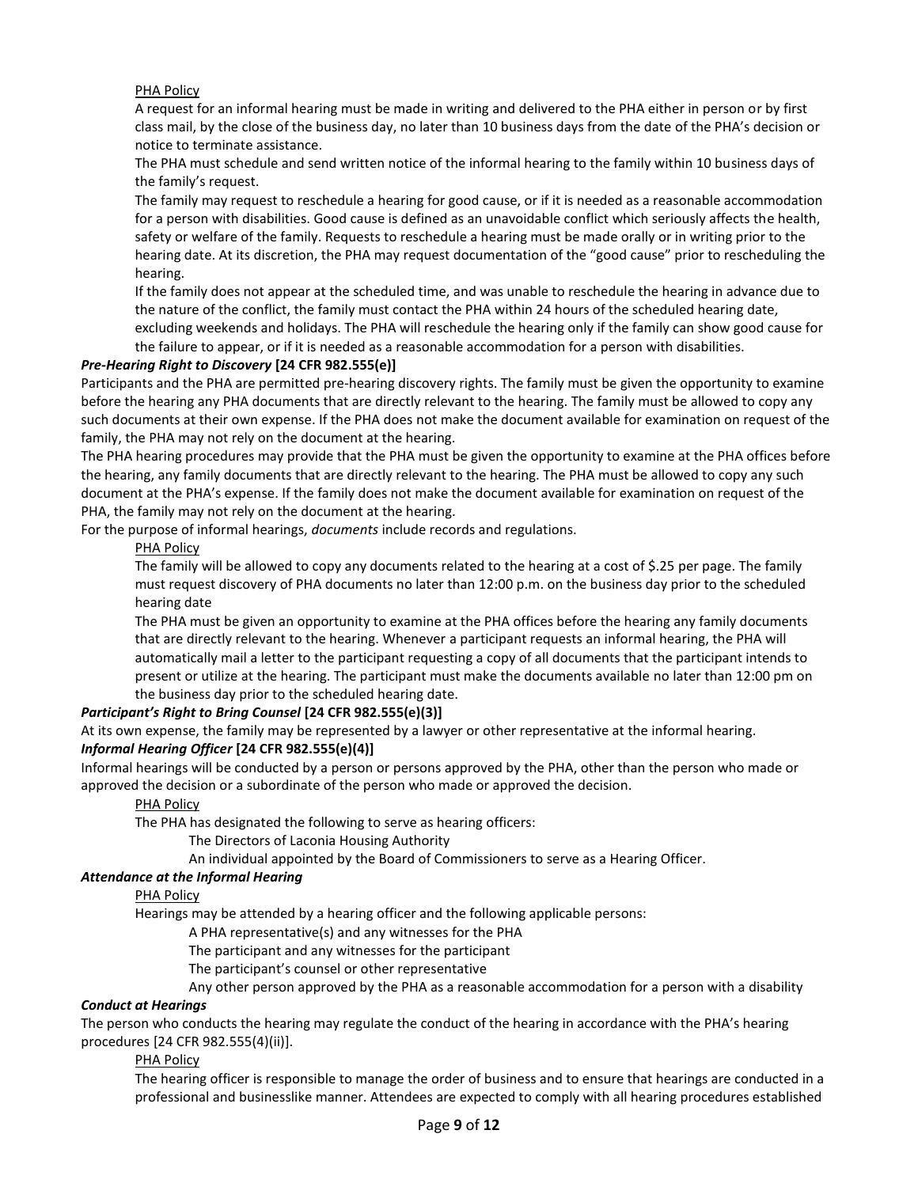PHA Policy

A request for an informal hearing must be made in writing and delivered to the PHA either in person or by first class mail, by the close of the business day, no later than 10 business days from the date of the PHA's decision or notice to terminate assistance.

The PHA must schedule and send written notice of the informal hearing to the family within 10 business days of the family's request.

The family may request to reschedule a hearing for good cause, or if it is needed as a reasonable accommodation for a person with disabilities. Good cause is defined as an unavoidable conflict which seriously affects the health, safety or welfare of the family. Requests to reschedule a hearing must be made orally or in writing prior to the hearing date. At its discretion, the PHA may request documentation of the "good cause" prior to rescheduling the hearing.

If the family does not appear at the scheduled time, and was unable to reschedule the hearing in advance due to the nature of the conflict, the family must contact the PHA within 24 hours of the scheduled hearing date, excluding weekends and holidays. The PHA will reschedule the hearing only if the family can show good cause for the failure to appear, or if it is needed as a reasonable accommodation for a person with disabilities.

***Pre-Hearing Right to Discovery* [24 CFR 982.555(e)]**

Participants and the PHA are permitted pre-hearing discovery rights. The family must be given the opportunity to examine before the hearing any PHA documents that are directly relevant to the hearing. The family must be allowed to copy any such documents at their own expense. If the PHA does not make the document available for examination on request of the family, the PHA may not rely on the document at the hearing.

The PHA hearing procedures may provide that the PHA must be given the opportunity to examine at the PHA offices before the hearing, any family documents that are directly relevant to the hearing. The PHA must be allowed to copy any such document at the PHA's expense. If the family does not make the document available for examination on request of the PHA, the family may not rely on the document at the hearing.

For the purpose of informal hearings, *documents* include records and regulations.

PHA Policy

The family will be allowed to copy any documents related to the hearing at a cost of $.25 per page. The family must request discovery of PHA documents no later than 12:00 p.m. on the business day prior to the scheduled hearing date

The PHA must be given an opportunity to examine at the PHA offices before the hearing any family documents that are directly relevant to the hearing. Whenever a participant requests an informal hearing, the PHA will automatically mail a letter to the participant requesting a copy of all documents that the participant intends to present or utilize at the hearing. The participant must make the documents available no later than 12:00 pm on the business day prior to the scheduled hearing date.

***Participant's Right to Bring Counsel* [24 CFR 982.555(e)(3)]**

At its own expense, the family may be represented by a lawyer or other representative at the informal hearing.

***Informal Hearing Officer* [24 CFR 982.555(e)(4)]**

Informal hearings will be conducted by a person or persons approved by the PHA, other than the person who made or approved the decision or a subordinate of the person who made or approved the decision.

PHA Policy

The PHA has designated the following to serve as hearing officers:

- The Directors of Laconia Housing Authority
- An individual appointed by the Board of Commissioners to serve as a Hearing Officer.

***Attendance at the Informal Hearing***

PHA Policy

Hearings may be attended by a hearing officer and the following applicable persons:

- A PHA representative(s) and any witnesses for the PHA
- The participant and any witnesses for the participant
- The participant's counsel or other representative
- Any other person approved by the PHA as a reasonable accommodation for a person with a disability

***Conduct at Hearings***

The person who conducts the hearing may regulate the conduct of the hearing in accordance with the PHA's hearing procedures [24 CFR 982.555(4)(ii)].

PHA Policy

The hearing officer is responsible to manage the order of business and to ensure that hearings are conducted in a professional and businesslike manner. Attendees are expected to comply with all hearing procedures established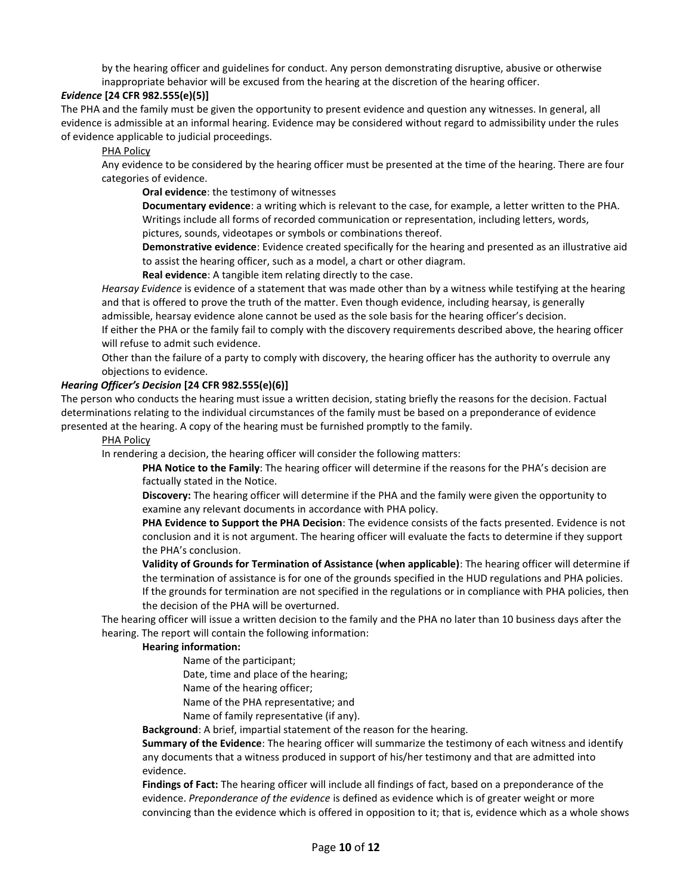by the hearing officer and guidelines for conduct. Any person demonstrating disruptive, abusive or otherwise inappropriate behavior will be excused from the hearing at the discretion of the hearing officer.

***Evidence* [24 CFR 982.555(e)(5)]**

The PHA and the family must be given the opportunity to present evidence and question any witnesses. In general, all evidence is admissible at an informal hearing. Evidence may be considered without regard to admissibility under the rules of evidence applicable to judicial proceedings.

<u>PHA Policy</u>

Any evidence to be considered by the hearing officer must be presented at the time of the hearing. There are four categories of evidence.

**Oral evidence**: the testimony of witnesses

**Documentary evidence**: a writing which is relevant to the case, for example, a letter written to the PHA. Writings include all forms of recorded communication or representation, including letters, words, pictures, sounds, videotapes or symbols or combinations thereof.

**Demonstrative evidence**: Evidence created specifically for the hearing and presented as an illustrative aid to assist the hearing officer, such as a model, a chart or other diagram.

**Real evidence**: A tangible item relating directly to the case.

*Hearsay Evidence* is evidence of a statement that was made other than by a witness while testifying at the hearing and that is offered to prove the truth of the matter. Even though evidence, including hearsay, is generally admissible, hearsay evidence alone cannot be used as the sole basis for the hearing officer's decision.

If either the PHA or the family fail to comply with the discovery requirements described above, the hearing officer will refuse to admit such evidence.

Other than the failure of a party to comply with discovery, the hearing officer has the authority to overrule any objections to evidence.

***Hearing Officer's Decision* [24 CFR 982.555(e)(6)]**

The person who conducts the hearing must issue a written decision, stating briefly the reasons for the decision. Factual determinations relating to the individual circumstances of the family must be based on a preponderance of evidence presented at the hearing. A copy of the hearing must be furnished promptly to the family.

<u>PHA Policy</u>

In rendering a decision, the hearing officer will consider the following matters:

**PHA Notice to the Family**: The hearing officer will determine if the reasons for the PHA's decision are factually stated in the Notice.

**Discovery:** The hearing officer will determine if the PHA and the family were given the opportunity to examine any relevant documents in accordance with PHA policy.

**PHA Evidence to Support the PHA Decision**: The evidence consists of the facts presented. Evidence is not conclusion and it is not argument. The hearing officer will evaluate the facts to determine if they support the PHA's conclusion.

**Validity of Grounds for Termination of Assistance (when applicable)**: The hearing officer will determine if the termination of assistance is for one of the grounds specified in the HUD regulations and PHA policies. If the grounds for termination are not specified in the regulations or in compliance with PHA policies, then the decision of the PHA will be overturned.

The hearing officer will issue a written decision to the family and the PHA no later than 10 business days after the hearing. The report will contain the following information:

**Hearing information:**

Name of the participant;
Date, time and place of the hearing;
Name of the hearing officer;
Name of the PHA representative; and
Name of family representative (if any).

**Background**: A brief, impartial statement of the reason for the hearing.

**Summary of the Evidence**: The hearing officer will summarize the testimony of each witness and identify any documents that a witness produced in support of his/her testimony and that are admitted into evidence.

**Findings of Fact:** The hearing officer will include all findings of fact, based on a preponderance of the evidence. *Preponderance of the evidence* is defined as evidence which is of greater weight or more convincing than the evidence which is offered in opposition to it; that is, evidence which as a whole shows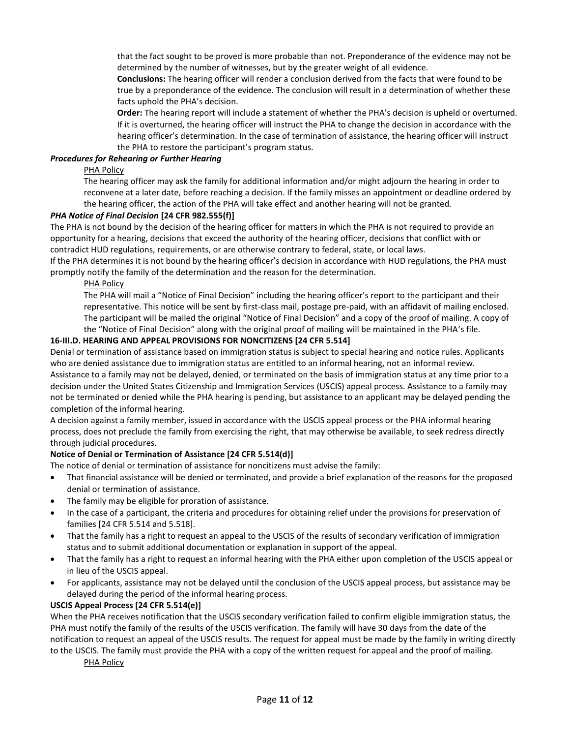that the fact sought to be proved is more probable than not. Preponderance of the evidence may not be determined by the number of witnesses, but by the greater weight of all evidence.

**Conclusions:** The hearing officer will render a conclusion derived from the facts that were found to be true by a preponderance of the evidence. The conclusion will result in a determination of whether these facts uphold the PHA's decision.

**Order:** The hearing report will include a statement of whether the PHA's decision is upheld or overturned. If it is overturned, the hearing officer will instruct the PHA to change the decision in accordance with the hearing officer's determination. In the case of termination of assistance, the hearing officer will instruct the PHA to restore the participant's program status.

***Procedures for Rehearing or Further Hearing***

PHA Policy

The hearing officer may ask the family for additional information and/or might adjourn the hearing in order to reconvene at a later date, before reaching a decision. If the family misses an appointment or deadline ordered by the hearing officer, the action of the PHA will take effect and another hearing will not be granted.

***PHA Notice of Final Decision* [24 CFR 982.555(f)]**

The PHA is not bound by the decision of the hearing officer for matters in which the PHA is not required to provide an opportunity for a hearing, decisions that exceed the authority of the hearing officer, decisions that conflict with or contradict HUD regulations, requirements, or are otherwise contrary to federal, state, or local laws.

If the PHA determines it is not bound by the hearing officer's decision in accordance with HUD regulations, the PHA must promptly notify the family of the determination and the reason for the determination.

PHA Policy

The PHA will mail a "Notice of Final Decision" including the hearing officer's report to the participant and their representative. This notice will be sent by first-class mail, postage pre-paid, with an affidavit of mailing enclosed. The participant will be mailed the original "Notice of Final Decision" and a copy of the proof of mailing. A copy of the "Notice of Final Decision" along with the original proof of mailing will be maintained in the PHA's file.

**16-III.D. HEARING AND APPEAL PROVISIONS FOR NONCITIZENS [24 CFR 5.514]**

Denial or termination of assistance based on immigration status is subject to special hearing and notice rules. Applicants who are denied assistance due to immigration status are entitled to an informal hearing, not an informal review.

Assistance to a family may not be delayed, denied, or terminated on the basis of immigration status at any time prior to a decision under the United States Citizenship and Immigration Services (USCIS) appeal process. Assistance to a family may not be terminated or denied while the PHA hearing is pending, but assistance to an applicant may be delayed pending the completion of the informal hearing.

A decision against a family member, issued in accordance with the USCIS appeal process or the PHA informal hearing process, does not preclude the family from exercising the right, that may otherwise be available, to seek redress directly through judicial procedures.

**Notice of Denial or Termination of Assistance [24 CFR 5.514(d)]**

The notice of denial or termination of assistance for noncitizens must advise the family:

- That financial assistance will be denied or terminated, and provide a brief explanation of the reasons for the proposed denial or termination of assistance.
- The family may be eligible for proration of assistance.
- In the case of a participant, the criteria and procedures for obtaining relief under the provisions for preservation of families [24 CFR 5.514 and 5.518].
- That the family has a right to request an appeal to the USCIS of the results of secondary verification of immigration status and to submit additional documentation or explanation in support of the appeal.
- That the family has a right to request an informal hearing with the PHA either upon completion of the USCIS appeal or in lieu of the USCIS appeal.
- For applicants, assistance may not be delayed until the conclusion of the USCIS appeal process, but assistance may be delayed during the period of the informal hearing process.

**USCIS Appeal Process [24 CFR 5.514(e)]**

When the PHA receives notification that the USCIS secondary verification failed to confirm eligible immigration status, the PHA must notify the family of the results of the USCIS verification. The family will have 30 days from the date of the notification to request an appeal of the USCIS results. The request for appeal must be made by the family in writing directly to the USCIS. The family must provide the PHA with a copy of the written request for appeal and the proof of mailing.

PHA Policy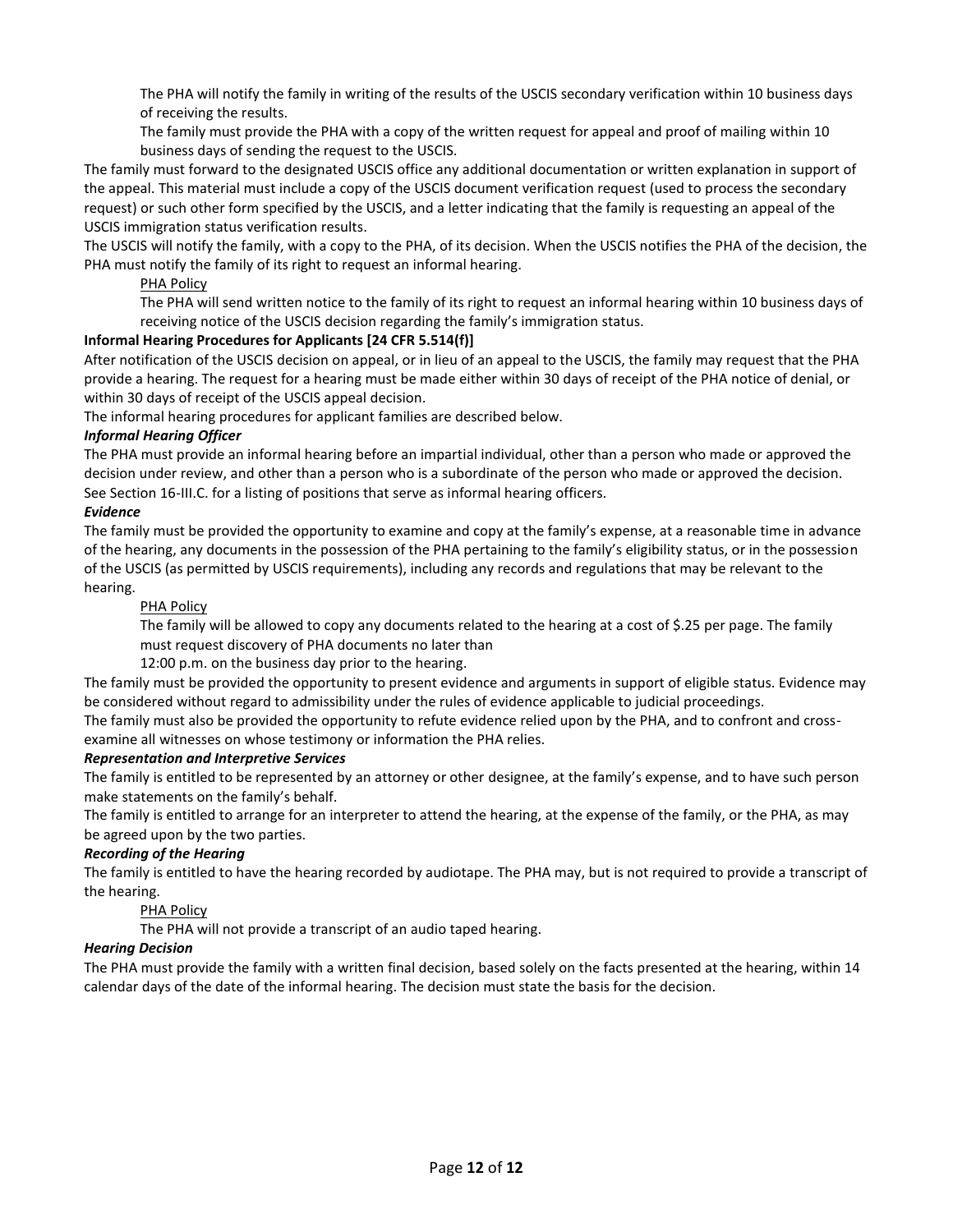The PHA will notify the family in writing of the results of the USCIS secondary verification within 10 business days of receiving the results.

The family must provide the PHA with a copy of the written request for appeal and proof of mailing within 10 business days of sending the request to the USCIS.

The family must forward to the designated USCIS office any additional documentation or written explanation in support of the appeal. This material must include a copy of the USCIS document verification request (used to process the secondary request) or such other form specified by the USCIS, and a letter indicating that the family is requesting an appeal of the USCIS immigration status verification results.

The USCIS will notify the family, with a copy to the PHA, of its decision. When the USCIS notifies the PHA of the decision, the PHA must notify the family of its right to request an informal hearing.

PHA Policy

The PHA will send written notice to the family of its right to request an informal hearing within 10 business days of receiving notice of the USCIS decision regarding the family's immigration status.

**Informal Hearing Procedures for Applicants [24 CFR 5.514(f)]**

After notification of the USCIS decision on appeal, or in lieu of an appeal to the USCIS, the family may request that the PHA provide a hearing. The request for a hearing must be made either within 30 days of receipt of the PHA notice of denial, or within 30 days of receipt of the USCIS appeal decision.

The informal hearing procedures for applicant families are described below.

***Informal Hearing Officer***

The PHA must provide an informal hearing before an impartial individual, other than a person who made or approved the decision under review, and other than a person who is a subordinate of the person who made or approved the decision. See Section 16-III.C. for a listing of positions that serve as informal hearing officers.

***Evidence***

The family must be provided the opportunity to examine and copy at the family's expense, at a reasonable time in advance of the hearing, any documents in the possession of the PHA pertaining to the family's eligibility status, or in the possession of the USCIS (as permitted by USCIS requirements), including any records and regulations that may be relevant to the hearing.

PHA Policy

The family will be allowed to copy any documents related to the hearing at a cost of $.25 per page. The family must request discovery of PHA documents no later than 12:00 p.m. on the business day prior to the hearing.

The family must be provided the opportunity to present evidence and arguments in support of eligible status. Evidence may be considered without regard to admissibility under the rules of evidence applicable to judicial proceedings.

The family must also be provided the opportunity to refute evidence relied upon by the PHA, and to confront and cross-examine all witnesses on whose testimony or information the PHA relies.

***Representation and Interpretive Services***

The family is entitled to be represented by an attorney or other designee, at the family's expense, and to have such person make statements on the family's behalf.

The family is entitled to arrange for an interpreter to attend the hearing, at the expense of the family, or the PHA, as may be agreed upon by the two parties.

***Recording of the Hearing***

The family is entitled to have the hearing recorded by audiotape. The PHA may, but is not required to provide a transcript of the hearing.

PHA Policy

The PHA will not provide a transcript of an audio taped hearing.

***Hearing Decision***

The PHA must provide the family with a written final decision, based solely on the facts presented at the hearing, within 14 calendar days of the date of the informal hearing. The decision must state the basis for the decision.